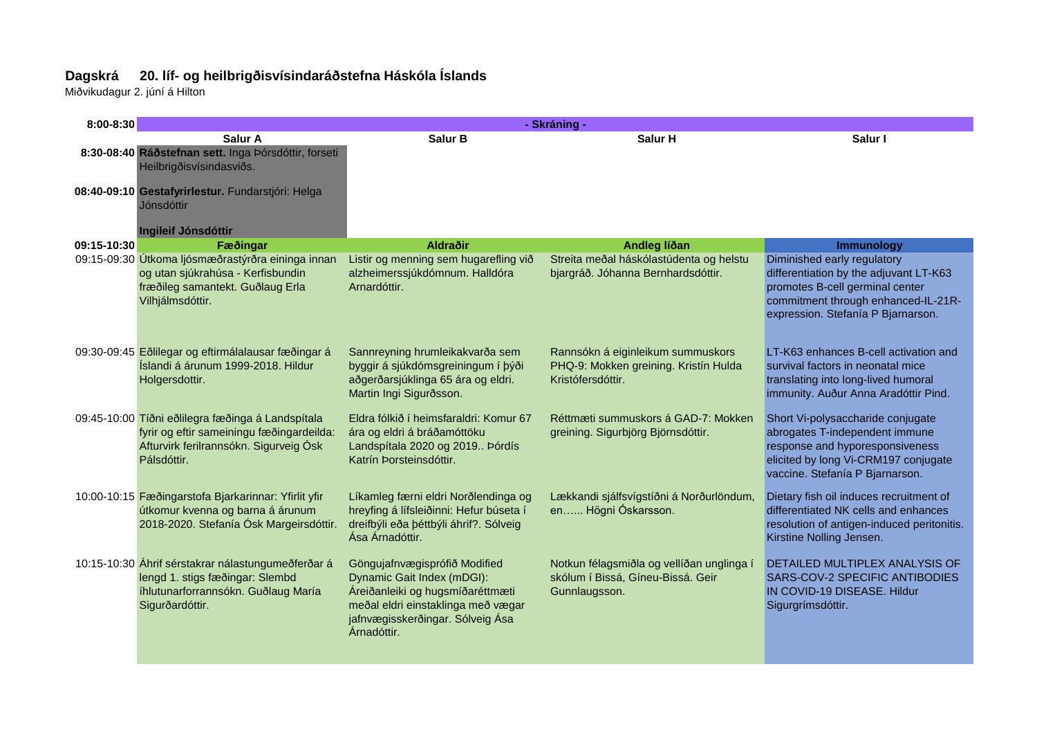**Dagskrá 20. líf- og heilbrigðisvísindaráðstefna Háskóla Íslands**

Miðvikudagur 2. júní á Hilton

| | Salur A | Salur B | Salur H | Salur I |
|---|---|---|---|---|
| 8:00-8:30 | - Skráning - | | | |
| 8:30-08:40 | **Ráðstefnan sett.** Inga Þórsdóttir, forseti Heilbrigðisvísindasviðs. | | | |
| 08:40-09:10 | **Gestafyrirlestur.** Fundarstjóri: Helga Jónsdóttir<br><br>**Ingileif Jónsdóttir** | | | |
| 09:15-10:30 | **Fæðingar** | **Aldraðir** | **Andleg líðan** | **Immunology** |
| 09:15-09:30 | Útkoma ljósmæðrastýrðra eininga innan og utan sjúkrahúsa - Kerfisbundin fræðileg samantekt. Guðlaug Erla Vilhjálmsdóttir. | Listir og menning sem hugarefling við alzheimerssjúkdómnum. Halldóra Arnardóttir. | Streita meðal háskólastúdenta og helstu bjargráð. Jóhanna Bernhardsdóttir. | Diminished early regulatory differentiation by the adjuvant LT-K63 promotes B-cell germinal center commitment through enhanced-IL-21R-expression. Stefanía P Bjarnarson. |
| 09:30-09:45 | Eðlilegar og eftirmálalausar fæðingar á Íslandi á árunum 1999-2018. Hildur Holgersdottir. | Sannreyning hrumleikakvarða sem byggir á sjúkdómsgreiningum í þýði aðgerðarsjúklinga 65 ára og eldri. Martin Ingi Sigurðsson. | Rannsókn á eiginleikum summuskors PHQ-9: Mokken greining. Kristín Hulda Kristófersdóttir. | LT-K63 enhances B-cell activation and survival factors in neonatal mice translating into long-lived humoral immunity. Auður Anna Aradóttir Pind. |
| 09:45-10:00 | Tíðni eðlilegra fæðinga á Landspítala fyrir og eftir sameiningu fæðingardeilda: Afturvirk ferilrannsókn. Sigurveig Ósk Pálsdóttir. | Eldra fólkið í heimsfaraldri: Komur 67 ára og eldri á bráðamóttöku Landspítala 2020 og 2019.. Þórdís Katrín Þorsteinsdóttir. | Réttmæti summuskors á GAD-7: Mokken greining. Sigurbjörg Björnsdóttir. | Short Vi-polysaccharide conjugate abrogates T-independent immune response and hyporesponsiveness elicited by long Vi-CRM197 conjugate vaccine. Stefanía P Bjarnarson. |
| 10:00-10:15 | Fæðingarstofa Bjarkarinnar: Yfirlit yfir útkomur kvenna og barna á árunum 2018-2020. Stefanía Ósk Margeirsdóttir. | Líkamleg færni eldri Norðlendinga og hreyfing á lífsleiðinni: Hefur búseta í dreifbýli eða þéttbýli áhrif?. Sólveig Ása Árnadóttir. | Lækkandi sjálfsvígstíðni á Norðurlöndum, en…... Högni Óskarsson. | Dietary fish oil induces recruitment of differentiated NK cells and enhances resolution of antigen-induced peritonitis. Kirstine Nolling Jensen. |
| 10:15-10:30 | Áhrif sérstakrar nálastungumeðferðar á lengd 1. stigs fæðingar: Slembd íhlutunarforrannsókn. Guðlaug María Sigurðardóttir. | Göngujafnvægisprófið Modified Dynamic Gait Index (mDGI): Áreiðanleiki og hugsmíðaréttmæti meðal eldri einstaklinga með vægar jafnvægisskerðingar. Sólveig Ása Árnadóttir. | Notkun félagsmiðla og vellíðan unglinga í skólum í Bissá, Gíneu-Bissá. Geir Gunnlaugsson. | DETAILED MULTIPLEX ANALYSIS OF SARS-COV-2 SPECIFIC ANTIBODIES IN COVID-19 DISEASE. Hildur Sigurgrímsdóttir. |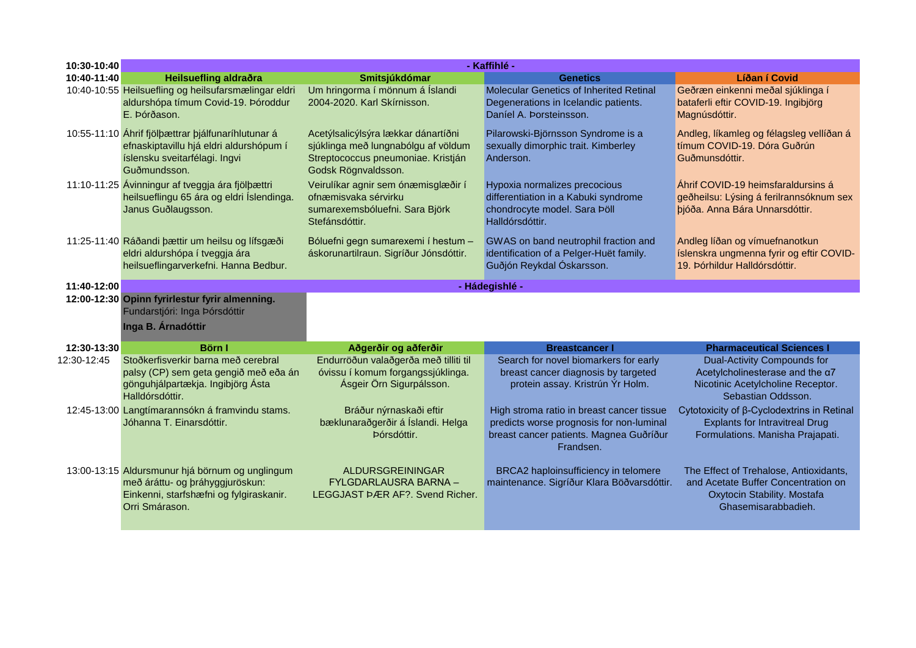| 10:30-10:40 | - Kaffihlé - | | | |
|---|---|---|---|---|
| **10:40-11:40** | **Heilsuefling aldraða** | **Smitsjúkdómar** | **Genetics** | **Líðan í Covid** |
| 10:40-10:55 | Heilsuefling og heilsufarsmælingar eldri aldurshópa tímum Covid-19. Þóroddur E. Þórðason. | Um hringorma í mönnum á Íslandi 2004-2020. Karl Skírnisson. | Molecular Genetics of Inherited Retinal Degenerations in Icelandic patients. Daníel A. Þorsteinsson. | Geðræn einkenni meðal sjúklinga í bataferli eftir COVID-19. Ingibjörg Magnúsdóttir. |
| 10:55-11:10 | Áhrif fjölþættrar þjálfunaríhlutunar á efnaskiptavillu hjá eldri aldurshópum í íslensku sveitarfélagi. Ingvi Guðmundsson. | Acetýlsalicýlsýra lækkar dánartíðni sjúklinga með lungnabólgu af völdum Streptococcus pneumoniae. Kristján Godsk Rögnvaldsson. | Pilarowski-Björnsson Syndrome is a sexually dimorphic trait. Kimberley Anderson. | Andleg, líkamleg og félagsleg vellíðan á tímum COVID-19. Dóra Guðrún Guðmunsdóttir. |
| 11:10-11:25 | Ávinningur af tveggja ára fjölþættri heilsueflingu 65 ára og eldri Íslendinga. Janus Guðlaugsson. | Veirulíkar agnir sem ónæmisglæðir í ofnæmisvaka sérvirku sumarexemsbóluefni. Sara Björk Stefánsdóttir. | Hypoxia normalizes precocious differentiation in a Kabuki syndrome chondrocyte model. Sara Þöll Halldórsdóttir. | Áhrif COVID-19 heimsfaraldursins á geðheilsu: Lýsing á ferilrannsóknum sex þjóða. Anna Bára Unnarsdóttir. |
| 11:25-11:40 | Ráðandi þættir um heilsu og lífsgæði eldri aldurshópa í tveggja ára heilsueflingarverkefni. Hanna Bedbur. | Bóluefni gegn sumarexemi í hestum – áskorunartilraun. Sigríður Jónsdóttir. | GWAS on band neutrophil fraction and identification of a Pelger-Huët family. Guðjón Reykdal Óskarsson. | Andleg líðan og vímuefnanotkun íslenskra ungmenna fyrir og eftir COVID-19. Þórhildur Halldórsdóttir. |
| **11:40-12:00** | - Hádegishlé - | | | |
| **12:00-12:30** | **Opinn fyrirlestur fyrir almenning.** Fundarstjóri: Inga Þórsdóttir **Inga B. Árnadóttir** | | | |
| **12:30-13:30** | **Börn I** | **Aðgerðir og aðferðir** | **Breastcancer I** | **Pharmaceutical Sciences I** |
| 12:30-12:45 | Stoðkerfisverkir barna með cerebral palsy (CP) sem geta gengið með eða án gönguhjálpartækja. Ingibjörg Ásta Halldórsdóttir. | Endurröðun valaðgerða með tilliti til óvissu í komum forgangssjúklinga. Ásgeir Örn Sigurpálsson. | Search for novel biomarkers for early breast cancer diagnosis by targeted protein assay. Kristrún Ýr Holm. | Dual-Activity Compounds for Acetylcholinesterase and the α7 Nicotinic Acetylcholine Receptor. Sebastian Oddsson. |
| 12:45-13:00 | Langtímarannsókn á framvindu stams. Jóhanna T. Einarsdóttir. | Bráður nýrnaskaði eftir bæklunaraðgerðir á Íslandi. Helga Þórsdóttir. | High stroma ratio in breast cancer tissue predicts worse prognosis for non-luminal breast cancer patients. Magnea Guðríður Frandsen. | Cytotoxicity of β-Cyclodextrins in Retinal Explants for Intravitreal Drug Formulations. Manisha Prajapati. |
| 13:00-13:15 | Aldursmunur hjá börnum og unglingum með áráttu- og þráhyggjuröskun: Einkenni, starfshæfni og fylgiraskanir. Orri Smárason. | ALDURSGREININGAR FYLGDARLAUSRA BARNA – LEGGJAST ÞÆR AF?. Svend Richer. | BRCA2 haploinsufficiency in telomere maintenance. Sigríður Klara Böðvarsdóttir. | The Effect of Trehalose, Antioxidants, and Acetate Buffer Concentration on Oxytocin Stability. Mostafa Ghasemisarabbadieh. |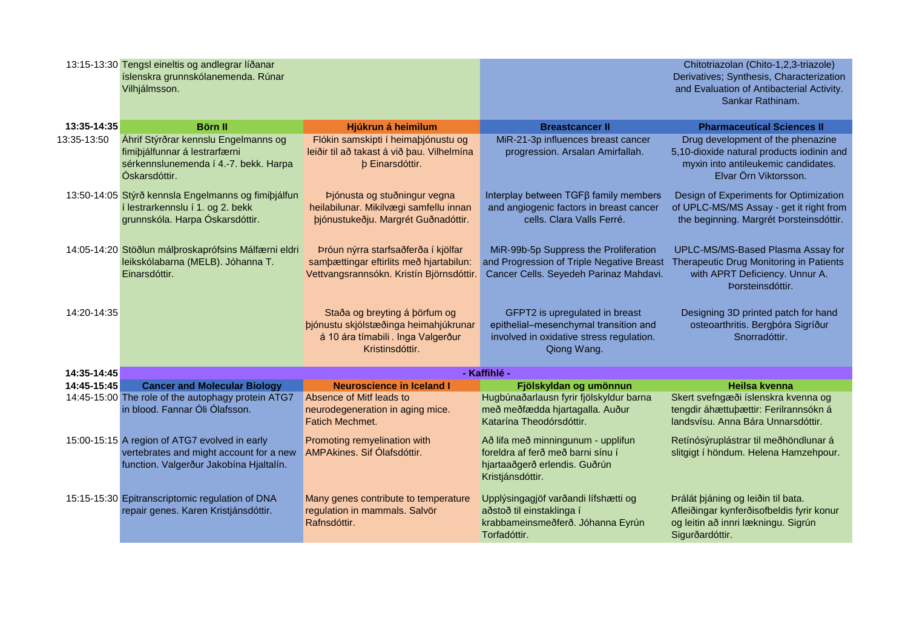| | | | | |
|---|---|---|---|---|
| 13:15-13:30 | Tengsl eineltis og andlegrar líðanar íslenskra grunnskólanemenda. Rúnar Vilhjálmsson. | | | Chitotriazolan (Chito-1,2,3-triazole) Derivatives; Synthesis, Characterization and Evaluation of Antibacterial Activity. Sankar Rathinam. |
| **13:35-14:35** | **Börn II** | **Hjúkrun á heimilum** | **Breastcancer II** | **Pharmaceutical Sciences II** |
| 13:35-13:50 | Áhrif Stýrðrar kennslu Engelmanns og fimiþjálfunnar á lestrarfærni sérkennslunemenda í 4.-7. bekk. Harpa Óskarsdóttir. | Flókin samskipti í heimaþjónustu og leiðir til að takast á við þau. Vilhelmína þ Einarsdóttir. | MiR-21-3p influences breast cancer progression. Arsalan Amirfallah. | Drug development of the phenazine 5,10-dioxide natural products iodinin and myxin into antileukemic candidates. Elvar Örn Viktorsson. |
| 13:50-14:05 | Stýrð kennsla Engelmanns og fimiþjálfun í lestrarkennslu í 1. og 2. bekk grunnskóla. Harpa Óskarsdóttir. | Þjónusta og stuðningur vegna heilabilunar. Mikilvægi samfellu innan þjónustukeðju. Margrét Guðnadóttir. | Interplay between TGFβ family members and angiogenic factors in breast cancer cells. Clara Valls Ferré. | Design of Experiments for Optimization of UPLC-MS/MS Assay - get it right from the beginning. Margrét Þorsteinsdóttir. |
| 14:05-14:20 | Stöðlun málþroskaprófsins Málfærni eldri leikskólabarna (MELB). Jóhanna T. Einarsdóttir. | Þróun nýrra starfsaðferða í kjölfar samþættingar eftirlits með hjartabilun: Vettvangsrannsókn. Kristín Björnsdóttir. | MiR-99b-5p Suppress the Proliferation and Progression of Triple Negative Breast Cancer Cells. Seyedeh Parinaz Mahdavi. | UPLC-MS/MS-Based Plasma Assay for Therapeutic Drug Monitoring in Patients with APRT Deficiency. Unnur A. Þorsteinsdóttir. |
| 14:20-14:35 | | Staða og breyting á þörfum og þjónustu skjólstæðinga heimahjúkrunar á 10 ára tímabili . Inga Valgerður Kristinsdóttir. | GFPT2 is upregulated in breast epithelial–mesenchymal transition and involved in oxidative stress regulation. Qiong Wang. | Designing 3D printed patch for hand osteoarthritis. Bergþóra Sigríður Snorradóttir. |
| **14:35-14:45** | **- Kaffihlé -** | | | |
| **14:45-15:45** | **Cancer and Molecular Biology** | **Neuroscience in Iceland I** | **Fjölskyldan og umönnun** | **Heilsa kvenna** |
| 14:45-15:00 | The role of the autophagy protein ATG7 in blood. Fannar Óli Ólafsson. | Absence of Mitf leads to neurodegeneration in aging mice. Fatich Mechmet. | Hugbúnaðarlausn fyrir fjölskyldur barna með meðfædda hjartagalla. Auður Katarína Theodórsdóttir. | Skert svefngæði íslenskra kvenna og tengdir áhættuþættir: Ferilrannsókn á landsvísu. Anna Bára Unnarsdóttir. |
| 15:00-15:15 | A region of ATG7 evolved in early vertebrates and might account for a new function. Valgerður Jakobína Hjaltalín. | Promoting remyelination with AMPAkines. Sif Ólafsdóttir. | Að lifa með minningunum - upplifun foreldra af ferð með barni sínu í hjartaaðgerð erlendis. Guðrún Kristjánsdóttir. | Retínósýruplástrar til meðhöndlunar á slitgigt í höndum. Helena Hamzehpour. |
| 15:15-15:30 | Epitranscriptomic regulation of DNA repair genes. Karen Kristjánsdóttir. | Many genes contribute to temperature regulation in mammals. Salvör Rafnsdóttir. | Upplýsingagjöf varðandi lífshætti og aðstoð til einstaklinga í krabbameinsmeðferð. Jóhanna Eyrún Torfadóttir. | Þrálát þjáning og leiðin til bata. Afleiðingar kynferðisofbeldis fyrir konur og leitin að innri lækningu. Sigrún Sigurðardóttir. |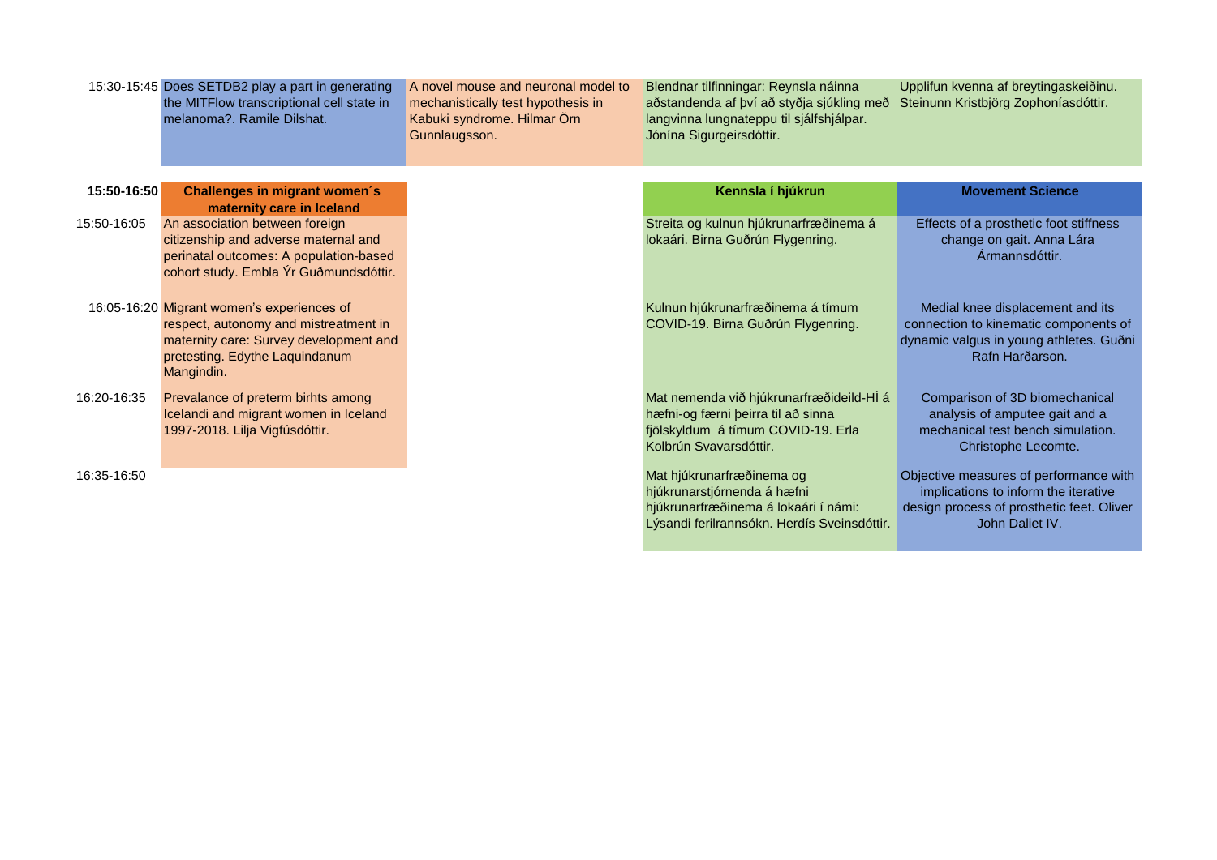| 15:30-15:45 | Does SETDB2 play a part in generating the MITFlow transcriptional cell state in melanoma?. Ramile Dilshat. | A novel mouse and neuronal model to mechanistically test hypothesis in Kabuki syndrome. Hilmar Örn Gunnlaugsson. | Blendnar tilfinningar: Reynsla náinna aðstandenda af því að styðja sjúkling með langvinna lungnateppu til sjálfshjálpar. Jónína Sigurgeirsdóttir. | Upplifun kvenna af breytingaskeiðinu. Steinunn Kristbjörg Zophoníasdóttir. |
|---|---|---|---|---|
| **15:50-16:50** | **Challenges in migrant women´s maternity care in Iceland** | | **Kennsla í hjúkrun** | **Movement Science** |
| 15:50-16:05 | An association between foreign citizenship and adverse maternal and perinatal outcomes: A population-based cohort study. Embla Ýr Guðmundsdóttir. | | Streita og kulnun hjúkrunarfræðinema á lokaári. Birna Guðrún Flygenring. | Effects of a prosthetic foot stiffness change on gait. Anna Lára Ármannsdóttir. |
| 16:05-16:20 | Migrant women's experiences of respect, autonomy and mistreatment in maternity care: Survey development and pretesting. Edythe Laquindanum Mangindin. | | Kulnun hjúkrunarfræðinema á tímum COVID-19. Birna Guðrún Flygenring. | Medial knee displacement and its connection to kinematic components of dynamic valgus in young athletes. Guðni Rafn Harðarson. |
| 16:20-16:35 | Prevalance of preterm birhts among Icelandi and migrant women in Iceland 1997-2018. Lilja Vigfúsdóttir. | | Mat nemenda við hjúkrunarfræðideild-HÍ á hæfni-og færni þeirra til að sinna fjölskyldum á tímum COVID-19. Erla Kolbrún Svavarsdóttir. | Comparison of 3D biomechanical analysis of amputee gait and a mechanical test bench simulation. Christophe Lecomte. |
| 16:35-16:50 | | | Mat hjúkrunarfræðinema og hjúkrunarstjórnenda á hæfni hjúkrunarfræðinema á lokaári í námi: Lýsandi ferilrannsókn. Herdís Sveinsdóttir. | Objective measures of performance with implications to inform the iterative design process of prosthetic feet. Oliver John Daliet IV. |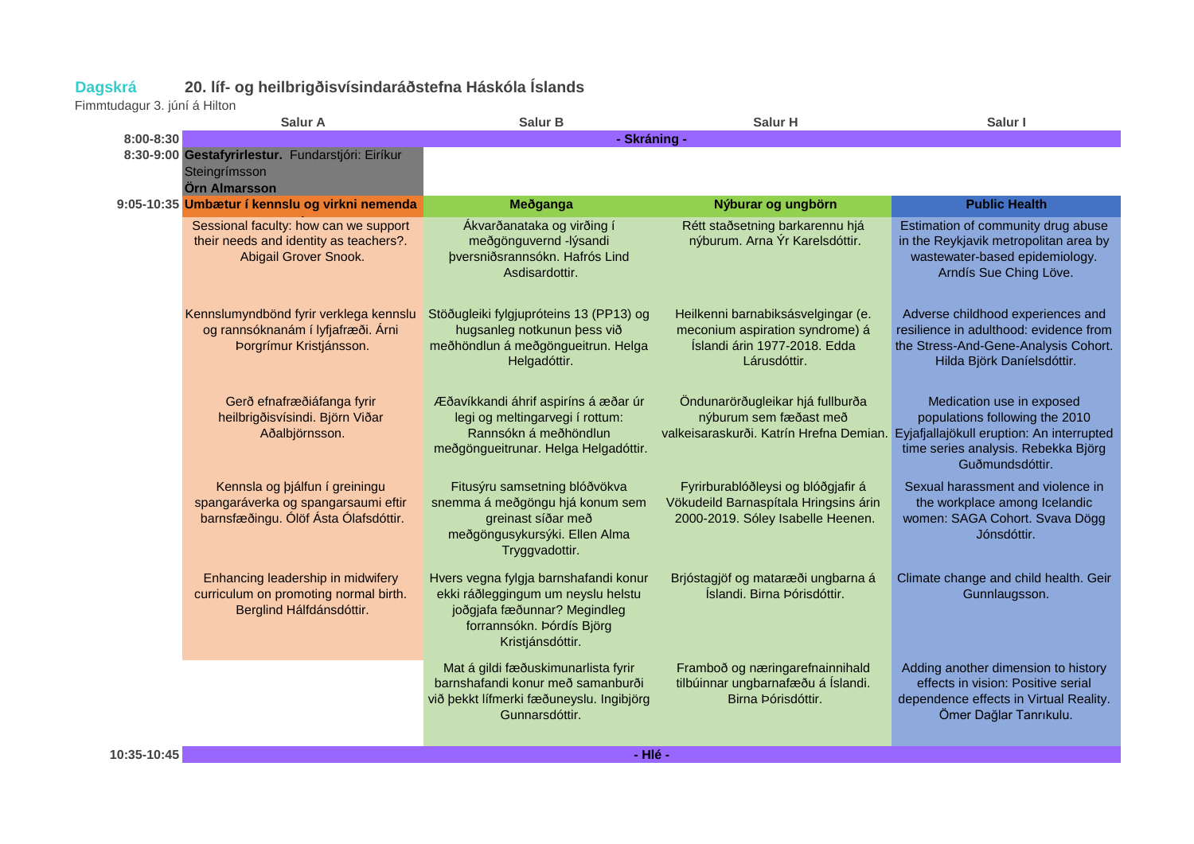**Dagskrá** **20. líf- og heilbrigðisvísindaráðstefna Háskóla Íslands**

Fimmtudagur 3. júní á Hilton

| | Salur A | Salur B | Salur H | Salur I |
|---|---|---|---|---|
| 8:00-8:30 | - Skráning - | | | |
| 8:30-9:00 | **Gestafyrirlestur.** Fundarstjóri: Eiríkur Steingrímsson **Örn Almarsson** | | | |
| 9:05-10:35 | **Umbætur í kennslu og virkni nemenda** | **Meðganga** | **Nýburar og ungbörn** | **Public Health** |
| | Sessional faculty: how can we support their needs and identity as teachers?. Abigail Grover Snook. | Ákvarðanataka og virðing í meðgönguvernd -lýsandi þversniðsrannsókn. Hafrós Lind Asdisardottir. | Rétt staðsetning barkarennu hjá nýburum. Arna Ýr Karelsdóttir. | Estimation of community drug abuse in the Reykjavik metropolitan area by wastewater-based epidemiology. Arndís Sue Ching Löve. |
| | Kennslumyndbönd fyrir verklega kennslu og rannsóknanám í lyfjafræði. Árni Þorgrímur Kristjánsson. | Stöðugleiki fylgjupróteins 13 (PP13) og hugsanleg notkunun þess við meðhöndlun á meðgöngueitrun. Helga Helgadóttir. | Heilkenni barnabiksásvelgingar (e. meconium aspiration syndrome) á Íslandi árin 1977-2018. Edda Lárusdóttir. | Adverse childhood experiences and resilience in adulthood: evidence from the Stress-And-Gene-Analysis Cohort. Hilda Björk Daníelsdóttir. |
| | Gerð efnafræðiáfanga fyrir heilbrigðisvísindi. Björn Viðar Aðalbjörnsson. | Æðavíkkandi áhrif aspiríns á æðar úr legi og meltingarvegi í rottum: Rannsókn á meðhöndlun meðgöngueitrunar. Helga Helgadóttir. | Öndunarörðugleikar hjá fullburða nýburum sem fæðast með valkeisaraskurði. Katrín Hrefna Demian. | Medication use in exposed populations following the 2010 Eyjafjallajökull eruption: An interrupted time series analysis. Rebekka Björg Guðmundsdóttir. |
| | Kennsla og þjálfun í greiningu spangaráverka og spangarsaumi eftir barnsfæðingu. Ólöf Ásta Ólafsdóttir. | Fitusýru samsetning blóðvökva snemma á meðgöngu hjá konum sem greinast síðar með meðgöngusykursýki. Ellen Alma Tryggvadottir. | Fyrirburablóðleysi og blóðgjafir á Vökudeild Barnaspítala Hringsins árin 2000-2019. Sóley Isabelle Heenen. | Sexual harassment and violence in the workplace among Icelandic women: SAGA Cohort. Svava Dögg Jónsdóttir. |
| | Enhancing leadership in midwifery curriculum on promoting normal birth. Berglind Hálfdánsdóttir. | Hvers vegna fylgja barnshafandi konur ekki ráðleggingum um neyslu helstu joðgjafa fæðunnar? Megindleg forrannsókn. Þórdís Björg Kristjánsdóttir. | Brjóstagjöf og mataræði ungbarna á Íslandi. Birna Þórisdóttir. | Climate change and child health. Geir Gunnlaugsson. |
| | | Mat á gildi fæðuskimunarlista fyrir barnshafandi konur með samanburði við þekkt lífmerki fæðuneyslu. Ingibjörg Gunnarsdóttir. | Framboð og næringarefnainnihald tilbúinnar ungbarnafæðu á Íslandi. Birna Þórisdóttir. | Adding another dimension to history effects in vision: Positive serial dependence effects in Virtual Reality. Ömer Dağlar Tanrıkulu. |
| 10:35-10:45 | - Hlé - | | | |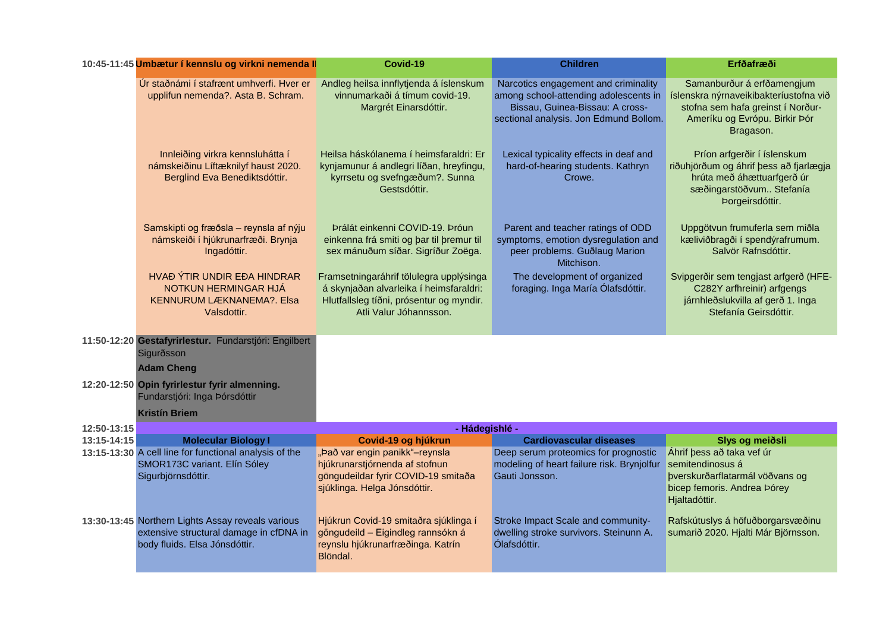| | | | | |
|---|---|---|---|---|
| **10:45-11:45** | **Umbætur í kennslu og virkni nemenda II** | **Covid-19** | **Children** | **Erfðafræði** |
| | Úr staðnámi í stafrænt umhverfi. Hver er upplifun nemenda?. Asta B. Schram. | Andleg heilsa innflytjenda á íslenskum vinnumarkaði á tímum covid-19. Margrét Einarsdóttir. | Narcotics engagement and criminality among school-attending adolescents in Bissau, Guinea-Bissau: A cross-sectional analysis. Jon Edmund Bollom. | Samanburður á erfðamengjum íslenskra nýrnaveikibakteríustofna við stofna sem hafa greinst í Norður-Ameríku og Evrópu. Birkir Þór Bragason. |
| | Innleiðing virkra kennsluhátta í námskeiðinu Líftæknilyf haust 2020. Berglind Eva Benediktsdóttir. | Heilsa háskólanema í heimsfaraldri: Er kynjamunur á andlegri líðan, hreyfingu, kyrrsetu og svefngæðum?. Sunna Gestsdóttir. | Lexical typicality effects in deaf and hard-of-hearing students. Kathryn Crowe. | Príon arfgerðir í íslenskum riðuhjörðum og áhrif þess að fjarlægja hrúta með áhættuarfgerð úr sæðingarstöðvum.. Stefanía Þorgeirsdóttir. |
| | Samskipti og fræðsla – reynsla af nýju námskeiði í hjúkrunarfræði. Brynja Ingadóttir. | Þrálát einkenni COVID-19. Þróun einkenna frá smiti og þar til þremur til sex mánuðum síðar. Sigríður Zoëga. | Parent and teacher ratings of ODD symptoms, emotion dysregulation and peer problems. Guðlaug Marion Mitchison. | Uppgötvun frumuferla sem miðla kæliviðbragði í spendýrafrumum. Salvör Rafnsdóttir. |
| | HVAÐ ÝTIR UNDIR EÐA HINDRAR NOTKUN HERMINGAR HJÁ KENNURUM LÆKNANEMA?. Elsa Valsdottir. | Framsetningaráhrif tölulegra upplýsinga á skynjaðan alvarleika í heimsfaraldri: Hlutfallsleg tíðni, prósentur og myndir. Atli Valur Jóhannsson. | The development of organized foraging. Inga María Ólafsdóttir. | Svipgerðir sem tengjast arfgerð (HFE-C282Y arfhreinir) arfgengs járnhleðslukvilla af gerð 1. Inga Stefanía Geirsdóttir. |
| **11:50-12:20** | **Gestafyrirlestur.** Fundarstjóri: Engilbert Sigurðsson<br>**Adam Cheng** | | | |
| **12:20-12:50** | **Opin fyrirlestur fyrir almenning.** Fundarstjóri: Inga Þórsdóttir<br>**Kristín Briem** | | | |
| **12:50-13:15** | **- Hádegishlé -** | | | |
| **13:15-14:15** | **Molecular Biology I** | **Covid-19 og hjúkrun** | **Cardiovascular diseases** | **Slys og meiðsli** |
| **13:15-13:30** | A cell line for functional analysis of the SMOR173C variant. Elín Sóley Sigurbjörnsdóttir. | „Það var engin panikk"–reynsla hjúkrunarstjórnenda af stofnun göngudeildar fyrir COVID-19 smitaða sjúklinga. Helga Jónsdóttir. | Deep serum proteomics for prognostic modeling of heart failure risk. Brynjolfur Gauti Jonsson. | Áhrif þess að taka vef úr semitendinosus á þverskurðarflatarmál vöðvans og bicep femoris. Andrea Þórey Hjaltadóttir. |
| **13:30-13:45** | Northern Lights Assay reveals various extensive structural damage in cfDNA in body fluids. Elsa Jónsdóttir. | Hjúkrun Covid-19 smitaðra sjúklinga í göngudeild – Eigindleg rannsókn á reynslu hjúkrunarfræðinga. Katrín Blöndal. | Stroke Impact Scale and community-dwelling stroke survivors. Steinunn A. Ólafsdóttir. | Rafskútuslys á höfuðborgarsvæðinu sumarið 2020. Hjalti Már Björnsson. |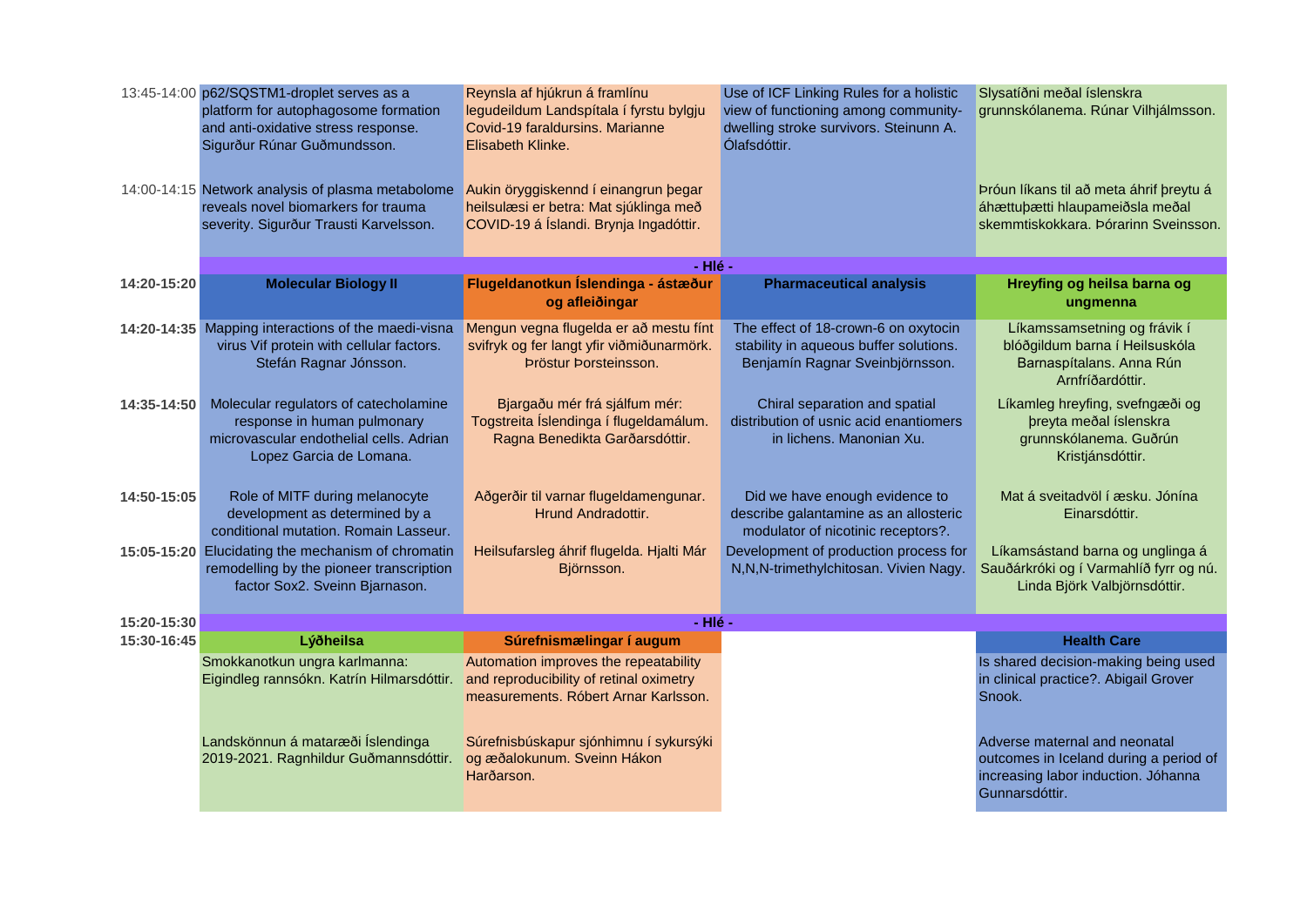| | | | | |
|---|---|---|---|---|
| 13:45-14:00 | p62/SQSTM1-droplet serves as a platform for autophagosome formation and anti-oxidative stress response. Sigurður Rúnar Guðmundsson. | Reynsla af hjúkrun á framlínu legudeildum Landspítala í fyrstu bylgju Covid-19 faraldursins. Marianne Elisabeth Klinke. | Use of ICF Linking Rules for a holistic view of functioning among community-dwelling stroke survivors. Steinunn A. Ólafsdóttir. | Slysatíðni meðal íslenskra grunnskólanema. Rúnar Vilhjálmsson. |
| 14:00-14:15 | Network analysis of plasma metabolome reveals novel biomarkers for trauma severity. Sigurður Trausti Karvelsson. | Aukin öryggiskennd í einangrun þegar heilsulæsi er betra: Mat sjúklinga með COVID-19 á Íslandi. Brynja Ingadóttir. | | Þróun líkans til að meta áhrif þreytu á áhættuþætti hlaupameiðsla meðal skemmtiskokkara. Þórarinn Sveinsson. |
| | **- Hlé -** | | | |
| **14:20-15:20** | **Molecular Biology II** | **Flugeldanotkun Íslendinga - ástæður og afleiðingar** | **Pharmaceutical analysis** | **Hreyfing og heilsa barna og ungmenna** |
| **14:20-14:35** | Mapping interactions of the maedi-visna virus Vif protein with cellular factors. Stefán Ragnar Jónsson. | Mengun vegna flugelda er að mestu fínt svifryk og fer langt yfir viðmiðunarmörk. Þröstur Þorsteinsson. | The effect of 18-crown-6 on oxytocin stability in aqueous buffer solutions. Benjamín Ragnar Sveinbjörnsson. | Líkamssamsetning og frávik í blóðgildum barna í Heilsuskóla Barnaspítalans. Anna Rún Arnfríðardóttir. |
| **14:35-14:50** | Molecular regulators of catecholamine response in human pulmonary microvascular endothelial cells. Adrian Lopez Garcia de Lomana. | Bjargaðu mér frá sjálfum mér: Togstreita Íslendinga í flugeldamálum. Ragna Benedikta Garðarsdóttir. | Chiral separation and spatial distribution of usnic acid enantiomers in lichens. Manonian Xu. | Líkamleg hreyfing, svefngæði og þreyta meðal íslenskra grunnskólanema. Guðrún Kristjánsdóttir. |
| **14:50-15:05** | Role of MITF during melanocyte development as determined by a conditional mutation. Romain Lasseur. | Aðgerðir til varnar flugeldamengunar. Hrund Andradottir. | Did we have enough evidence to describe galantamine as an allosteric modulator of nicotinic receptors?. | Mat á sveitadvöl í æsku. Jónína Einarsdóttir. |
| **15:05-15:20** | Elucidating the mechanism of chromatin remodelling by the pioneer transcription factor Sox2. Sveinn Bjarnason. | Heilsufarsleg áhrif flugelda. Hjalti Már Björnsson. | Development of production process for N,N,N-trimethylchitosan. Vivien Nagy. | Líkamsástand barna og unglinga á Sauðárkróki og í Varmahlíð fyrr og nú. Linda Björk Valbjörnsdóttir. |
| **15:20-15:30** | **- Hlé -** | | | |
| **15:30-16:45** | **Lýðheilsa** | **Súrefnismælingar í augum** | | **Health Care** |
| | Smokkanotkun ungra karlmanna: Eigindleg rannsókn. Katrín Hilmarsdóttir. | Automation improves the repeatability and reproducibility of retinal oximetry measurements. Róbert Arnar Karlsson. | | Is shared decision-making being used in clinical practice?. Abigail Grover Snook. |
| | Landskönnun á mataræði Íslendinga 2019-2021. Ragnhildur Guðmannsdóttir. | Súrefnisbúskapur sjónhimnu í sykursýki og æðalokunum. Sveinn Hákon Harðarson. | | Adverse maternal and neonatal outcomes in Iceland during a period of increasing labor induction. Jóhanna Gunnarsdóttir. |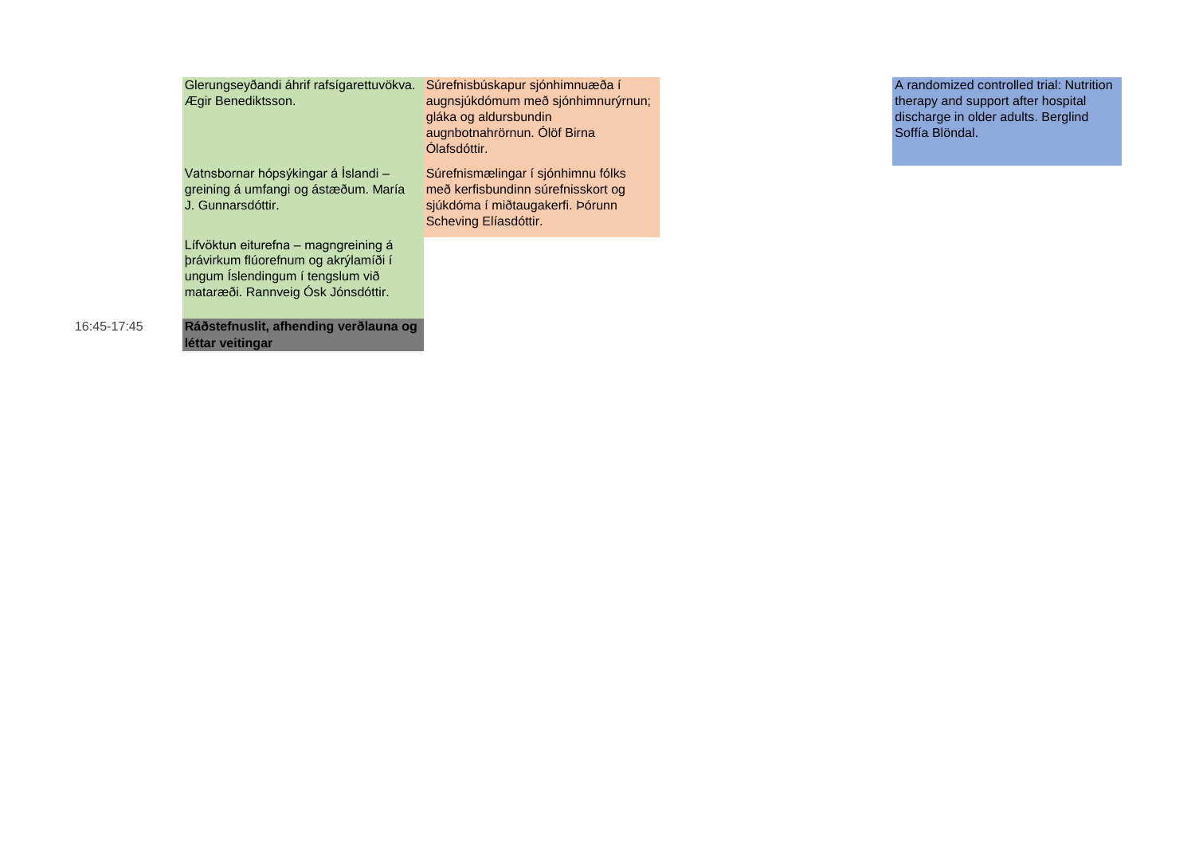| | | | | |
|---|---|---|---|---|
| | Glerungseyðandi áhrif rafsígarettuvökva. Ægir Benediktsson. | Súrefnisbúskapur sjónhimnuæða í augnsjúkdómum með sjónhimnurýrnun; gláka og aldursbundin augnbotnahrörnun. Ólöf Birna Ólafsdóttir. | | A randomized controlled trial: Nutrition therapy and support after hospital discharge in older adults. Berglind Soffía Blöndal. |
| | Vatnsbornar hópsýkingar á Íslandi – greining á umfangi og ástæðum. María J. Gunnarsdóttir. | Súrefnismælingar í sjónhimnu fólks með kerfisbundinn súrefnisskort og sjúkdóma í miðtaugakerfi. Þórunn Scheving Elíasdóttir. | | |
| | Lífvöktun eiturefna – magngreining á þrávirkum flúorefnum og akrýlamíði í ungum Íslendingum í tengslum við mataræði. Rannveig Ósk Jónsdóttir. | | | |
| 16:45-17:45 | **Ráðstefnuslit, afhending verðlauna og léttar veitingar** | | | |